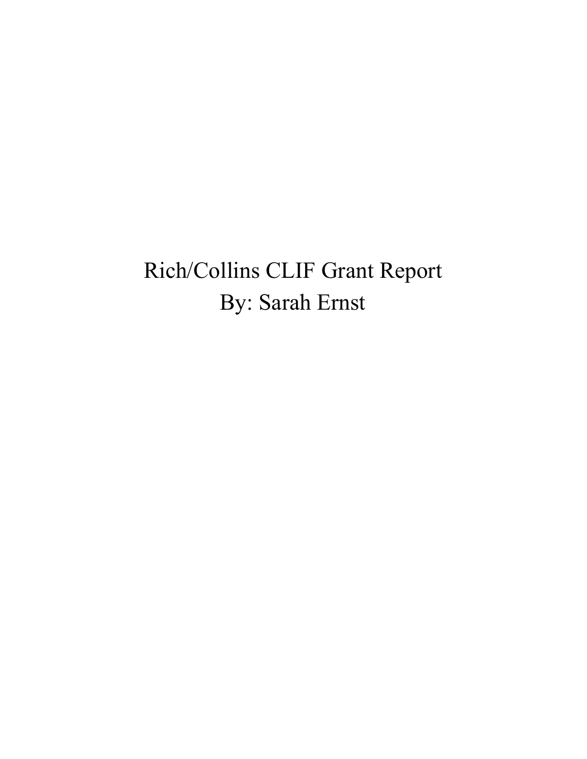# Rich/Collins CLIF Grant Report

By: Sarah Ernst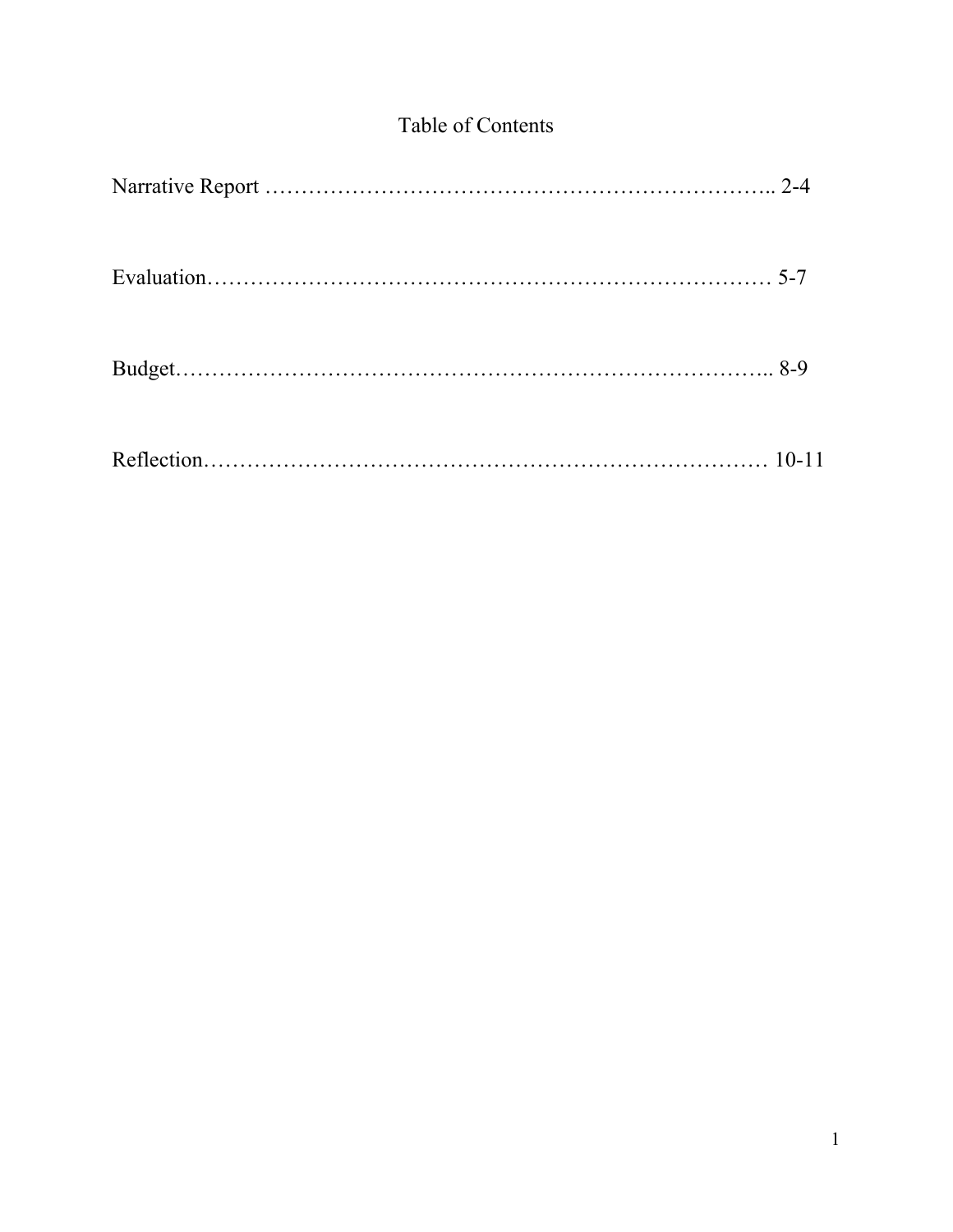# Table of Contents

Narrative Report ………………………………………………………….. 2-4

Evaluation………………………………………………………………… 5-7

Budget……………………………………………………………………….. 8-9

Reflection………………………………………………………………… 10-11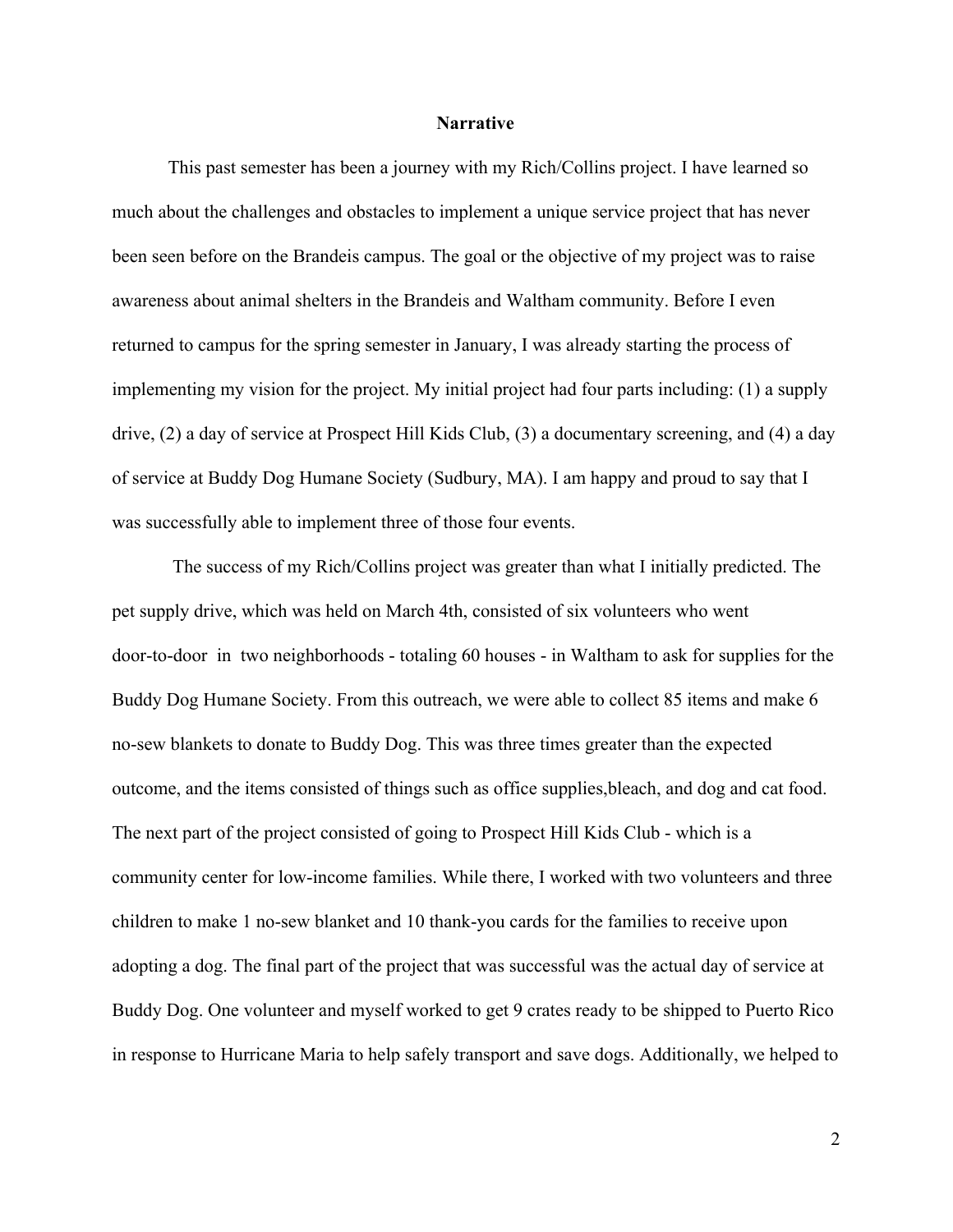## Narrative

This past semester has been a journey with my Rich/Collins project. I have learned so much about the challenges and obstacles to implement a unique service project that has never been seen before on the Brandeis campus. The goal or the objective of my project was to raise awareness about animal shelters in the Brandeis and Waltham community. Before I even returned to campus for the spring semester in January, I was already starting the process of implementing my vision for the project. My initial project had four parts including: (1) a supply drive, (2) a day of service at Prospect Hill Kids Club, (3) a documentary screening, and (4) a day of service at Buddy Dog Humane Society (Sudbury, MA). I am happy and proud to say that I was successfully able to implement three of those four events.

The success of my Rich/Collins project was greater than what I initially predicted. The pet supply drive, which was held on March 4th, consisted of six volunteers who went door-to-door in two neighborhoods - totaling 60 houses - in Waltham to ask for supplies for the Buddy Dog Humane Society. From this outreach, we were able to collect 85 items and make 6 no-sew blankets to donate to Buddy Dog. This was three times greater than the expected outcome, and the items consisted of things such as office supplies,bleach, and dog and cat food. The next part of the project consisted of going to Prospect Hill Kids Club - which is a community center for low-income families. While there, I worked with two volunteers and three children to make 1 no-sew blanket and 10 thank-you cards for the families to receive upon adopting a dog. The final part of the project that was successful was the actual day of service at Buddy Dog. One volunteer and myself worked to get 9 crates ready to be shipped to Puerto Rico in response to Hurricane Maria to help safely transport and save dogs. Additionally, we helped to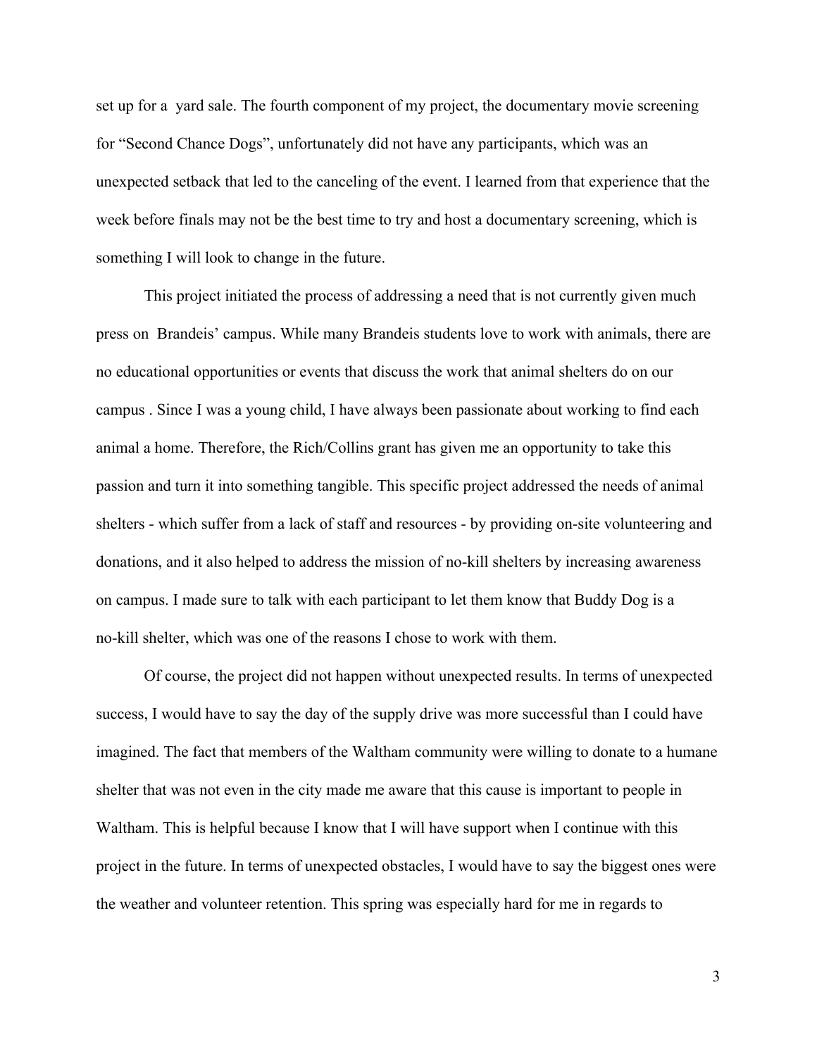set up for a yard sale. The fourth component of my project, the documentary movie screening for "Second Chance Dogs", unfortunately did not have any participants, which was an unexpected setback that led to the canceling of the event. I learned from that experience that the week before finals may not be the best time to try and host a documentary screening, which is something I will look to change in the future.

This project initiated the process of addressing a need that is not currently given much press on Brandeis' campus. While many Brandeis students love to work with animals, there are no educational opportunities or events that discuss the work that animal shelters do on our campus . Since I was a young child, I have always been passionate about working to find each animal a home. Therefore, the Rich/Collins grant has given me an opportunity to take this passion and turn it into something tangible. This specific project addressed the needs of animal shelters - which suffer from a lack of staff and resources - by providing on-site volunteering and donations, and it also helped to address the mission of no-kill shelters by increasing awareness on campus. I made sure to talk with each participant to let them know that Buddy Dog is a no-kill shelter, which was one of the reasons I chose to work with them.

Of course, the project did not happen without unexpected results. In terms of unexpected success, I would have to say the day of the supply drive was more successful than I could have imagined. The fact that members of the Waltham community were willing to donate to a humane shelter that was not even in the city made me aware that this cause is important to people in Waltham. This is helpful because I know that I will have support when I continue with this project in the future. In terms of unexpected obstacles, I would have to say the biggest ones were the weather and volunteer retention. This spring was especially hard for me in regards to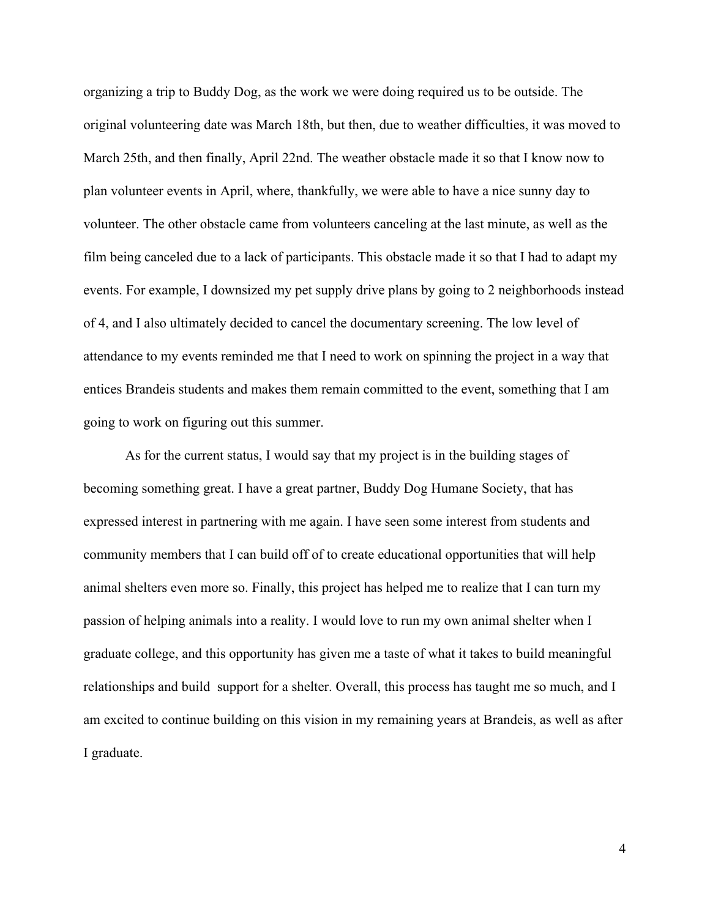organizing a trip to Buddy Dog, as the work we were doing required us to be outside. The original volunteering date was March 18th, but then, due to weather difficulties, it was moved to March 25th, and then finally, April 22nd. The weather obstacle made it so that I know now to plan volunteer events in April, where, thankfully, we were able to have a nice sunny day to volunteer. The other obstacle came from volunteers canceling at the last minute, as well as the film being canceled due to a lack of participants. This obstacle made it so that I had to adapt my events. For example, I downsized my pet supply drive plans by going to 2 neighborhoods instead of 4, and I also ultimately decided to cancel the documentary screening. The low level of attendance to my events reminded me that I need to work on spinning the project in a way that entices Brandeis students and makes them remain committed to the event, something that I am going to work on figuring out this summer.

As for the current status, I would say that my project is in the building stages of becoming something great. I have a great partner, Buddy Dog Humane Society, that has expressed interest in partnering with me again. I have seen some interest from students and community members that I can build off of to create educational opportunities that will help animal shelters even more so. Finally, this project has helped me to realize that I can turn my passion of helping animals into a reality. I would love to run my own animal shelter when I graduate college, and this opportunity has given me a taste of what it takes to build meaningful relationships and build support for a shelter. Overall, this process has taught me so much, and I am excited to continue building on this vision in my remaining years at Brandeis, as well as after I graduate.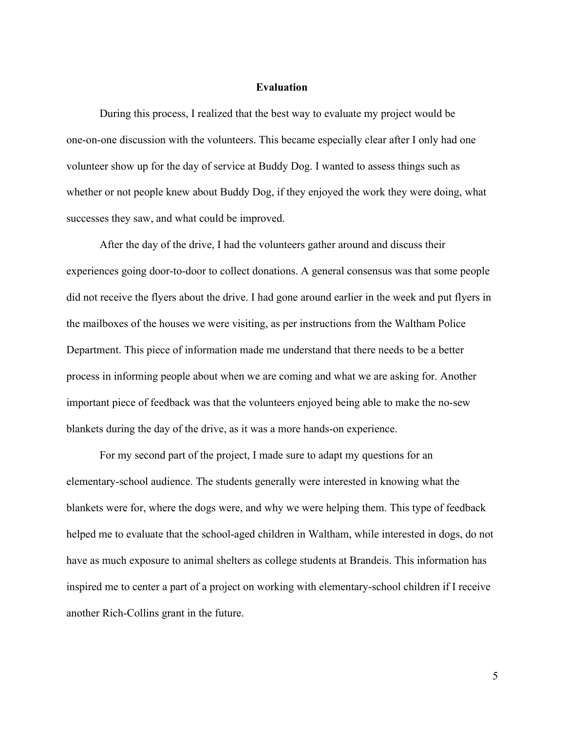## Evaluation

During this process, I realized that the best way to evaluate my project would be one-on-one discussion with the volunteers. This became especially clear after I only had one volunteer show up for the day of service at Buddy Dog. I wanted to assess things such as whether or not people knew about Buddy Dog, if they enjoyed the work they were doing, what successes they saw, and what could be improved.

After the day of the drive, I had the volunteers gather around and discuss their experiences going door-to-door to collect donations. A general consensus was that some people did not receive the flyers about the drive. I had gone around earlier in the week and put flyers in the mailboxes of the houses we were visiting, as per instructions from the Waltham Police Department. This piece of information made me understand that there needs to be a better process in informing people about when we are coming and what we are asking for. Another important piece of feedback was that the volunteers enjoyed being able to make the no-sew blankets during the day of the drive, as it was a more hands-on experience.

For my second part of the project, I made sure to adapt my questions for an elementary-school audience. The students generally were interested in knowing what the blankets were for, where the dogs were, and why we were helping them. This type of feedback helped me to evaluate that the school-aged children in Waltham, while interested in dogs, do not have as much exposure to animal shelters as college students at Brandeis. This information has inspired me to center a part of a project on working with elementary-school children if I receive another Rich-Collins grant in the future.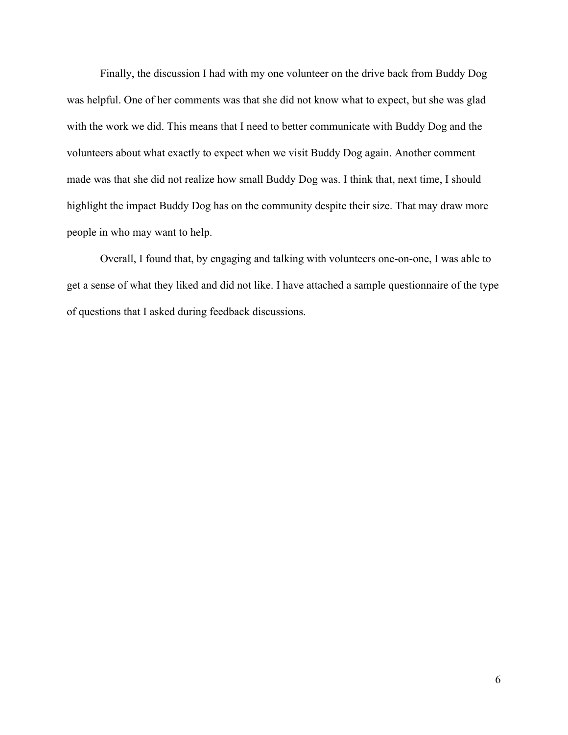Finally, the discussion I had with my one volunteer on the drive back from Buddy Dog was helpful. One of her comments was that she did not know what to expect, but she was glad with the work we did. This means that I need to better communicate with Buddy Dog and the volunteers about what exactly to expect when we visit Buddy Dog again. Another comment made was that she did not realize how small Buddy Dog was. I think that, next time, I should highlight the impact Buddy Dog has on the community despite their size. That may draw more people in who may want to help.

Overall, I found that, by engaging and talking with volunteers one-on-one, I was able to get a sense of what they liked and did not like. I have attached a sample questionnaire of the type of questions that I asked during feedback discussions.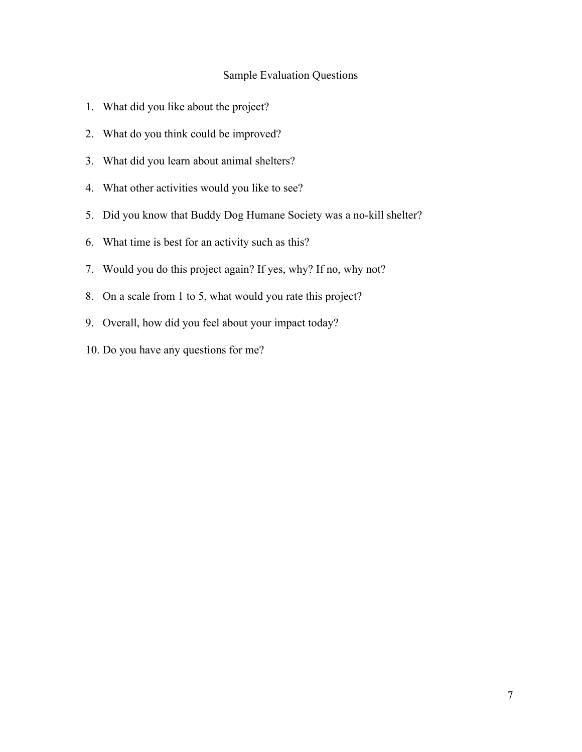## Sample Evaluation Questions

1. What did you like about the project?
2. What do you think could be improved?
3. What did you learn about animal shelters?
4. What other activities would you like to see?
5. Did you know that Buddy Dog Humane Society was a no-kill shelter?
6. What time is best for an activity such as this?
7. Would you do this project again? If yes, why? If no, why not?
8. On a scale from 1 to 5, what would you rate this project?
9. Overall, how did you feel about your impact today?
10. Do you have any questions for me?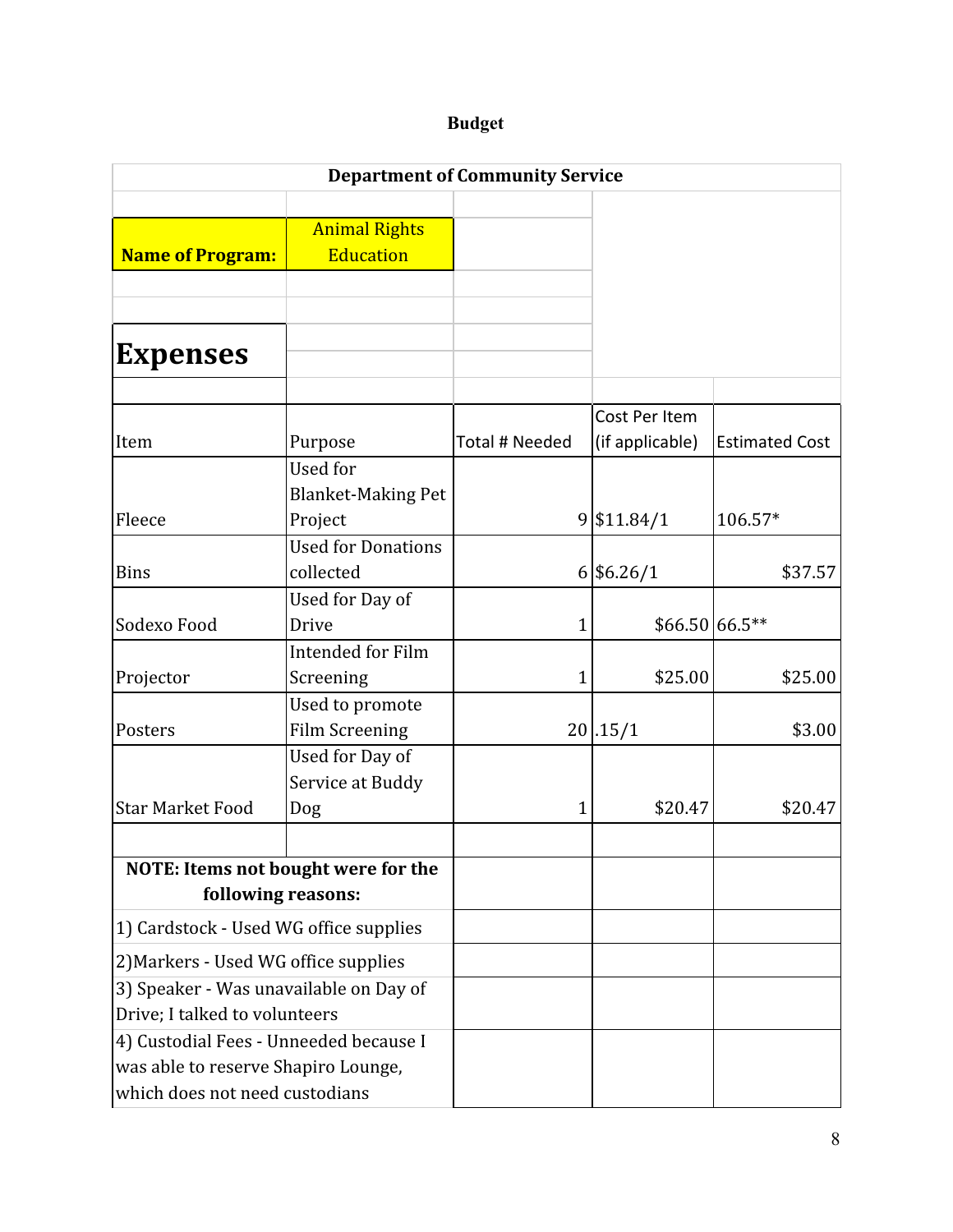# Budget

## Department of Community Service

**Name of Program:** Animal Rights Education

## Expenses

| Item | Purpose | Total # Needed | Cost Per Item (if applicable) | Estimated Cost |
|---|---|---|---|---|
| Fleece | Used for Blanket-Making Pet Project | 9 | $11.84/1 | 106.57* |
| Bins | Used for Donations collected | 6 | $6.26/1 | $37.57 |
| Sodexo Food | Used for Day of Drive | 1 | $66.50 | 66.5** |
| Projector | Intended for Film Screening | 1 | $25.00 | $25.00 |
| Posters | Used to promote Film Screening | 20 | .15/1 | $3.00 |
| Star Market Food | Used for Day of Service at Buddy Dog | 1 | $20.47 | $20.47 |

**NOTE: Items not bought were for the following reasons:**

1) Cardstock - Used WG office supplies
2) Markers - Used WG office supplies
3) Speaker - Was unavailable on Day of Drive; I talked to volunteers
4) Custodial Fees - Unneeded because I was able to reserve Shapiro Lounge, which does not need custodians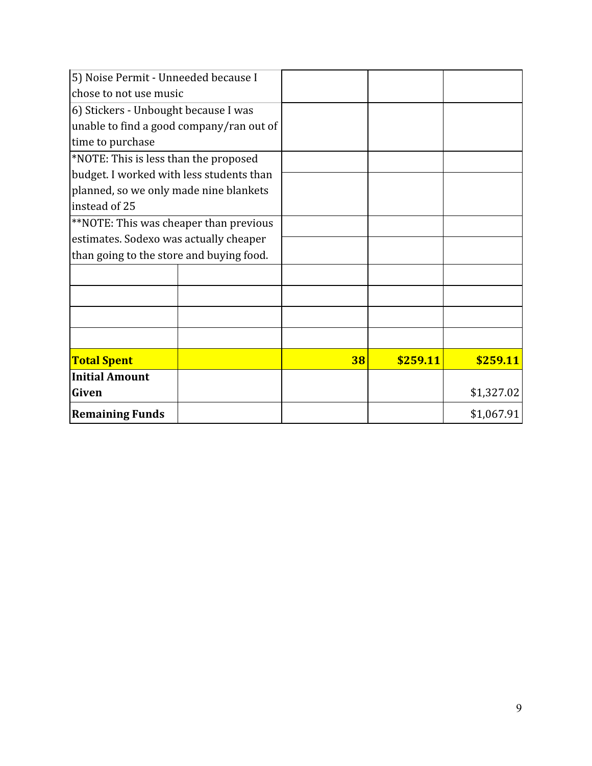| | | | | |
|---|---|---|---|---|
| 5) Noise Permit - Unneeded because I chose to not use music | | | | |
| 6) Stickers - Unbought because I was unable to find a good company/ran out of time to purchase | | | | |
| *NOTE: This is less than the proposed budget. I worked with less students than planned, so we only made nine blankets instead of 25 | | | | |
| **NOTE: This was cheaper than previous estimates. Sodexo was actually cheaper than going to the store and buying food. | | | | |
| | | | | |
| | | | | |
| | | | | |
| | | | | |
| **Total Spent** | | **38** | **$259.11** | **$259.11** |
| **Initial Amount Given** | | | | $1,327.02 |
| **Remaining Funds** | | | | $1,067.91 |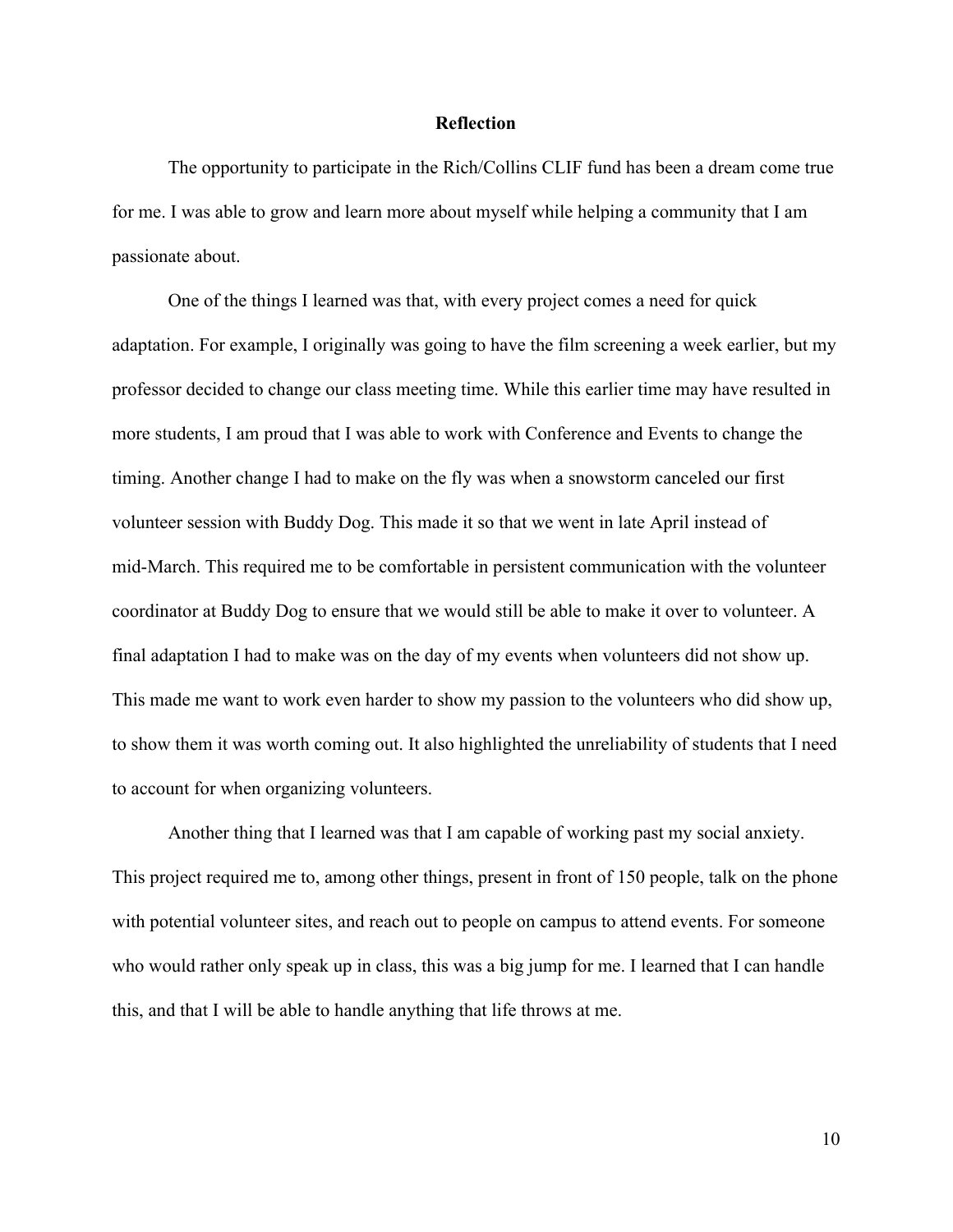## Reflection

The opportunity to participate in the Rich/Collins CLIF fund has been a dream come true for me. I was able to grow and learn more about myself while helping a community that I am passionate about.

One of the things I learned was that, with every project comes a need for quick adaptation. For example, I originally was going to have the film screening a week earlier, but my professor decided to change our class meeting time. While this earlier time may have resulted in more students, I am proud that I was able to work with Conference and Events to change the timing. Another change I had to make on the fly was when a snowstorm canceled our first volunteer session with Buddy Dog. This made it so that we went in late April instead of mid-March. This required me to be comfortable in persistent communication with the volunteer coordinator at Buddy Dog to ensure that we would still be able to make it over to volunteer. A final adaptation I had to make was on the day of my events when volunteers did not show up. This made me want to work even harder to show my passion to the volunteers who did show up, to show them it was worth coming out. It also highlighted the unreliability of students that I need to account for when organizing volunteers.

Another thing that I learned was that I am capable of working past my social anxiety. This project required me to, among other things, present in front of 150 people, talk on the phone with potential volunteer sites, and reach out to people on campus to attend events. For someone who would rather only speak up in class, this was a big jump for me. I learned that I can handle this, and that I will be able to handle anything that life throws at me.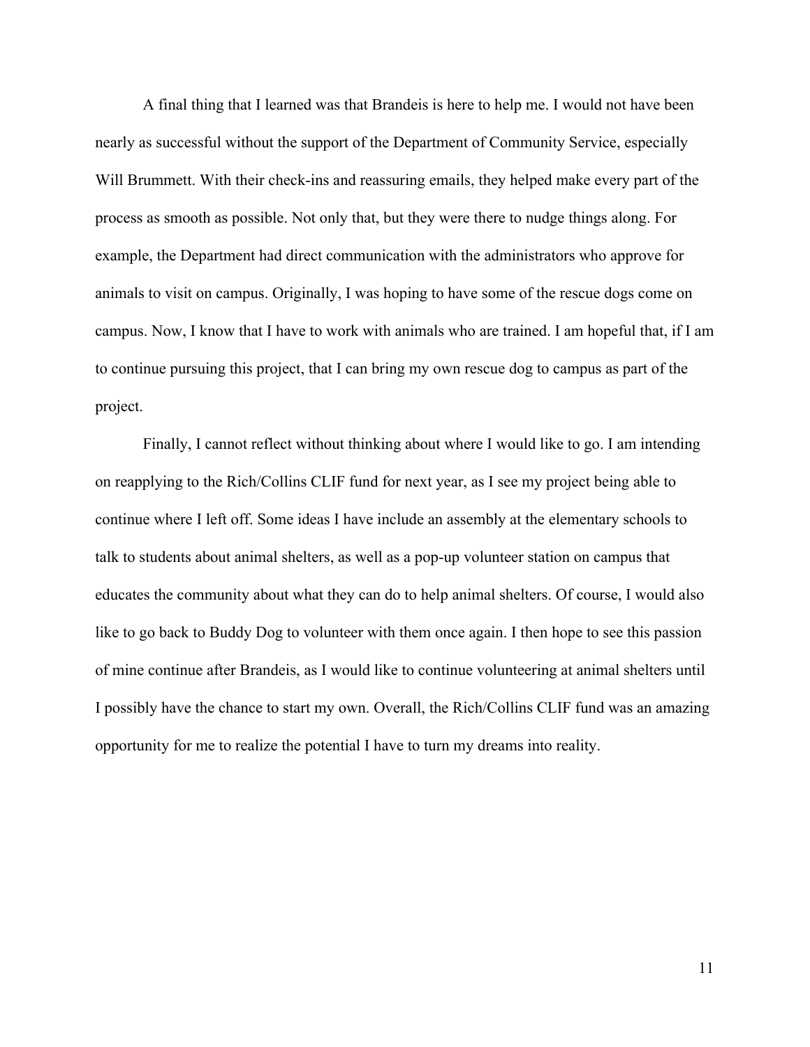A final thing that I learned was that Brandeis is here to help me. I would not have been nearly as successful without the support of the Department of Community Service, especially Will Brummett. With their check-ins and reassuring emails, they helped make every part of the process as smooth as possible. Not only that, but they were there to nudge things along. For example, the Department had direct communication with the administrators who approve for animals to visit on campus. Originally, I was hoping to have some of the rescue dogs come on campus. Now, I know that I have to work with animals who are trained. I am hopeful that, if I am to continue pursuing this project, that I can bring my own rescue dog to campus as part of the project.

Finally, I cannot reflect without thinking about where I would like to go. I am intending on reapplying to the Rich/Collins CLIF fund for next year, as I see my project being able to continue where I left off. Some ideas I have include an assembly at the elementary schools to talk to students about animal shelters, as well as a pop-up volunteer station on campus that educates the community about what they can do to help animal shelters. Of course, I would also like to go back to Buddy Dog to volunteer with them once again. I then hope to see this passion of mine continue after Brandeis, as I would like to continue volunteering at animal shelters until I possibly have the chance to start my own. Overall, the Rich/Collins CLIF fund was an amazing opportunity for me to realize the potential I have to turn my dreams into reality.